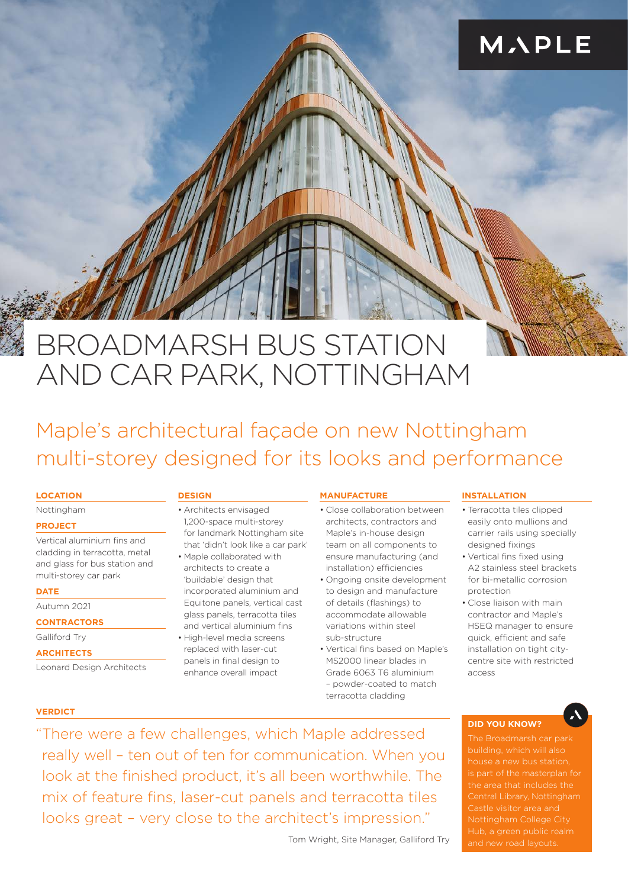MAPLE

# BROADMARSH BUS STATION AND CAR PARK, NOTTINGHAM

## Maple's architectural façade on new Nottingham multi-storey designed for its looks and performance

### LOCATION

Nottingham

### PROJECT

Vertical aluminium fins and cladding in terracotta, metal and glass for bus station and multi-storey car park

### DATE

Autumn 2021

### CONTRACTORS

Galliford Try

### ARCHITECTS

Leonard Design Architects

### DESIGN

- Architects envisaged 1,200-space multi-storey for landmark Nottingham site that 'didn't look like a car park'
- Maple collaborated with architects to create a 'buildable' design that incorporated aluminium and Equitone panels, vertical cast glass panels, terracotta tiles and vertical aluminium fins
- High-level media screens replaced with laser-cut panels in final design to enhance overall impact

### MANUFACTURE

- Close collaboration between architects, contractors and Maple's in-house design team on all components to ensure manufacturing (and installation) efficiencies
- Ongoing onsite development to design and manufacture of details (flashings) to accommodate allowable variations within steel sub-structure
- Vertical fins based on Maple's MS2000 linear blades in Grade 6063 T6 aluminium – powder-coated to match terracotta cladding

### INSTALLATION

- Terracotta tiles clipped easily onto mullions and carrier rails using specially designed fixings
- Vertical fins fixed using A2 stainless steel brackets for bi-metallic corrosion protection
- Close liaison with main contractor and Maple's HSEQ manager to ensure quick, efficient and safe installation on tight city-centre site with restricted access

### VERDICT

"There were a few challenges, which Maple addressed really well – ten out of ten for communication. When you look at the finished product, it's all been worthwhile. The mix of feature fins, laser-cut panels and terracotta tiles looks great – very close to the architect's impression."

Tom Wright, Site Manager, Galliford Try

### DID YOU KNOW?

The Broadmarsh car park building, which will also house a new bus station, is part of the masterplan for the area that includes the Central Library, Nottingham Castle visitor area and Nottingham College City Hub, a green public realm and new road layouts.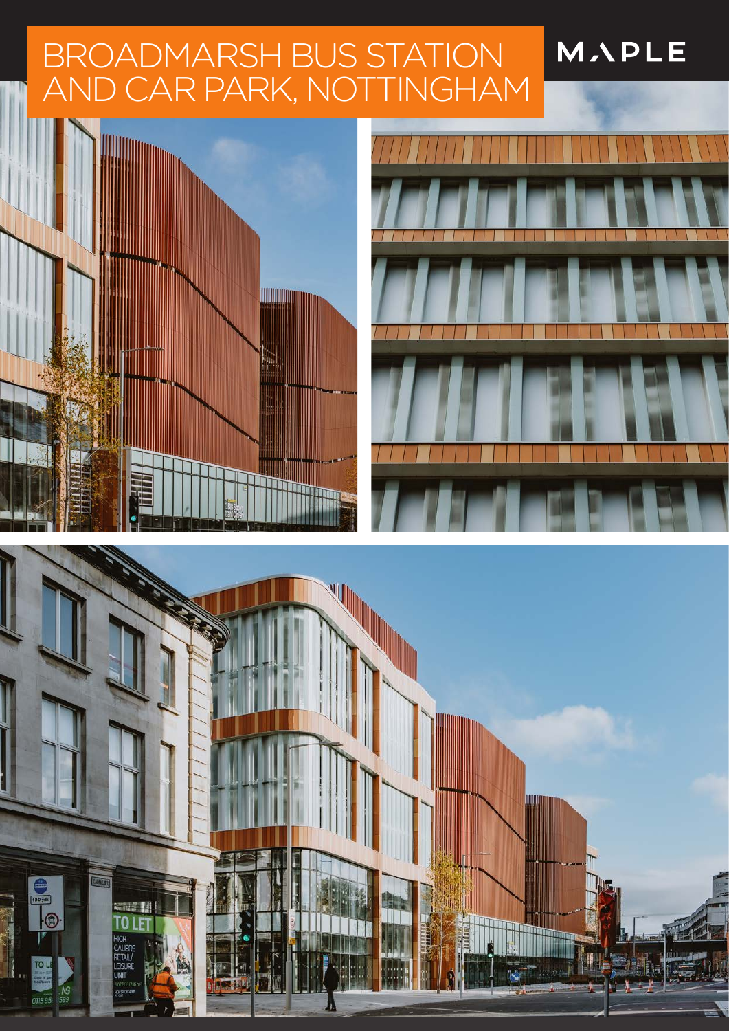# BROADMARSH BUS STATION AND CAR PARK, NOTTINGHAM

MAPLE